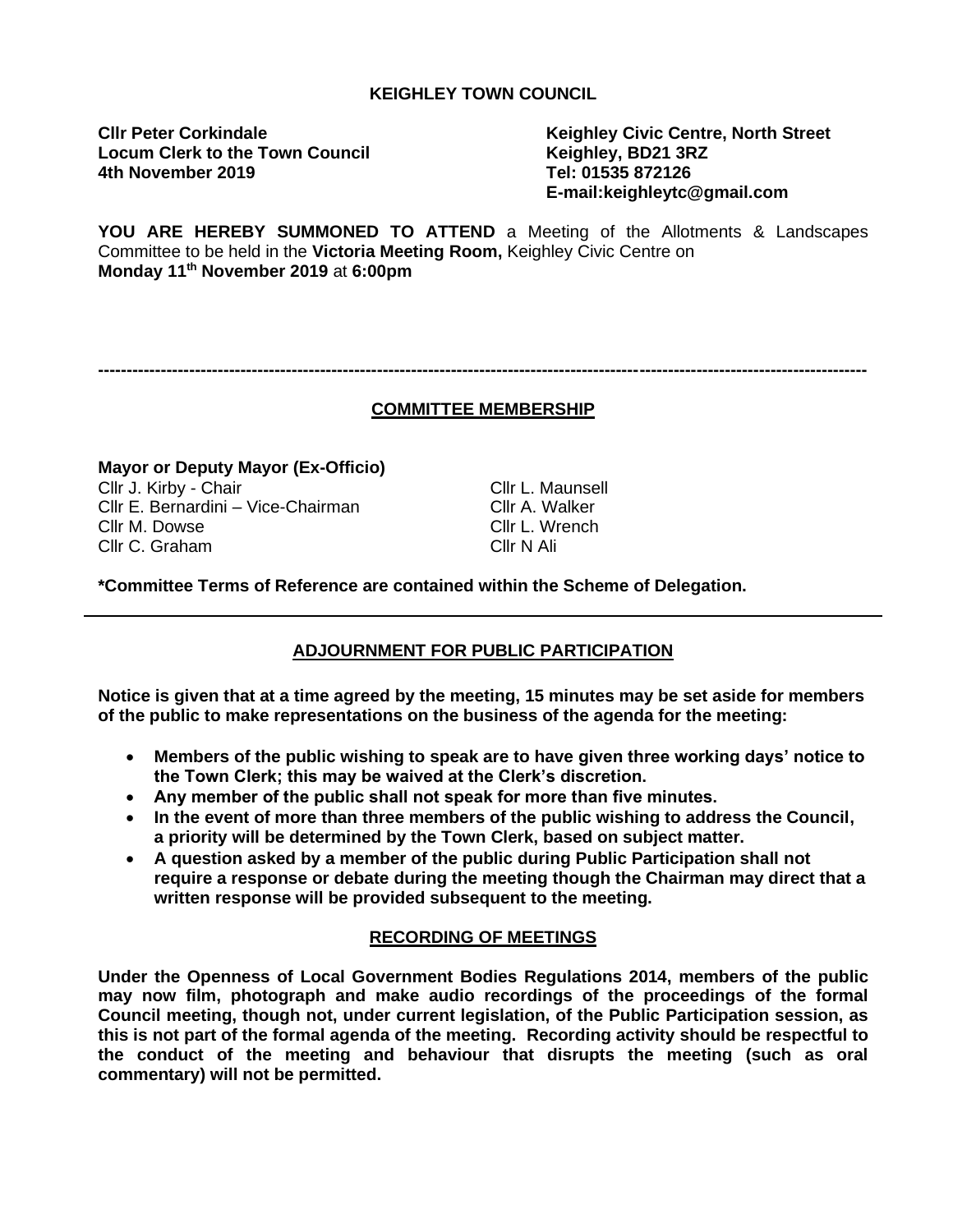**KEIGHLEY TOWN COUNCIL**

**Cllr Peter Corkindale**
**Locum Clerk to the Town Council**
**4th November 2019**

**Keighley Civic Centre, North Street**
**Keighley, BD21 3RZ**
**Tel: 01535 872126**
**E-mail:keighleytc@gmail.com**

**YOU ARE HEREBY SUMMONED TO ATTEND** a Meeting of the Allotments & Landscapes Committee to be held in the **Victoria Meeting Room,** Keighley Civic Centre on **Monday 11th November 2019** at **6:00pm**

---

## COMMITTEE MEMBERSHIP

**Mayor or Deputy Mayor (Ex-Officio)**

Cllr J. Kirby - Chair
Cllr E. Bernardini – Vice-Chairman
Cllr M. Dowse
Cllr C. Graham
Cllr L. Maunsell
Cllr A. Walker
Cllr L. Wrench
Cllr N Ali

**\*Committee Terms of Reference are contained within the Scheme of Delegation.**

---

## ADJOURNMENT FOR PUBLIC PARTICIPATION

**Notice is given that at a time agreed by the meeting, 15 minutes may be set aside for members of the public to make representations on the business of the agenda for the meeting:**

- **Members of the public wishing to speak are to have given three working days' notice to the Town Clerk; this may be waived at the Clerk's discretion.**
- **Any member of the public shall not speak for more than five minutes.**
- **In the event of more than three members of the public wishing to address the Council, a priority will be determined by the Town Clerk, based on subject matter.**
- **A question asked by a member of the public during Public Participation shall not require a response or debate during the meeting though the Chairman may direct that a written response will be provided subsequent to the meeting.**

## RECORDING OF MEETINGS

**Under the Openness of Local Government Bodies Regulations 2014, members of the public may now film, photograph and make audio recordings of the proceedings of the formal Council meeting, though not, under current legislation, of the Public Participation session, as this is not part of the formal agenda of the meeting. Recording activity should be respectful to the conduct of the meeting and behaviour that disrupts the meeting (such as oral commentary) will not be permitted.**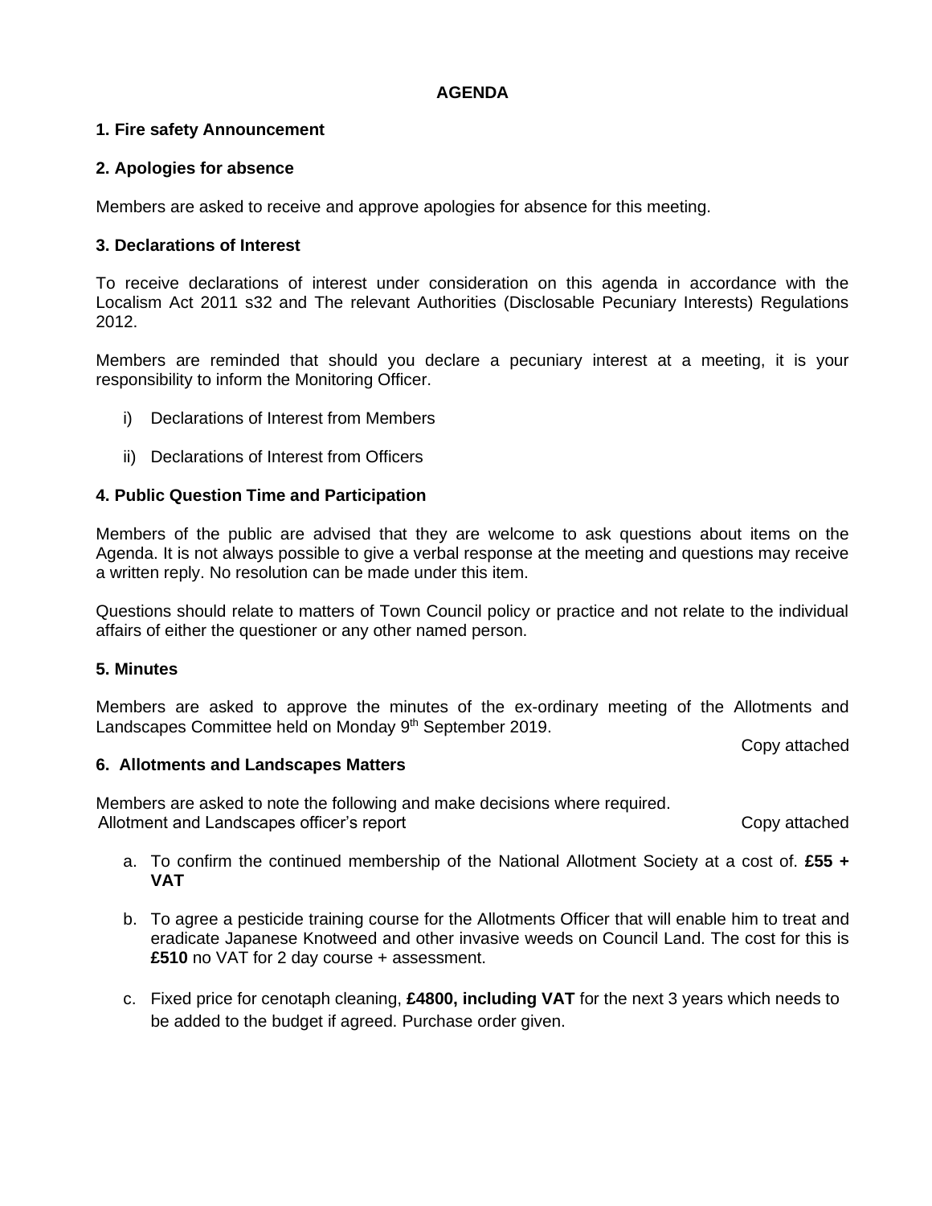# AGENDA

### 1. Fire safety Announcement

### 2. Apologies for absence

Members are asked to receive and approve apologies for absence for this meeting.

### 3. Declarations of Interest

To receive declarations of interest under consideration on this agenda in accordance with the Localism Act 2011 s32 and The relevant Authorities (Disclosable Pecuniary Interests) Regulations 2012.

Members are reminded that should you declare a pecuniary interest at a meeting, it is your responsibility to inform the Monitoring Officer.

i) Declarations of Interest from Members

ii) Declarations of Interest from Officers

### 4. Public Question Time and Participation

Members of the public are advised that they are welcome to ask questions about items on the Agenda. It is not always possible to give a verbal response at the meeting and questions may receive a written reply. No resolution can be made under this item.

Questions should relate to matters of Town Council policy or practice and not relate to the individual affairs of either the questioner or any other named person.

### 5. Minutes

Members are asked to approve the minutes of the ex-ordinary meeting of the Allotments and Landscapes Committee held on Monday 9th September 2019.

Copy attached

### 6. Allotments and Landscapes Matters

Members are asked to note the following and make decisions where required.
Allotment and Landscapes officer's report — Copy attached

a. To confirm the continued membership of the National Allotment Society at a cost of. **£55 + VAT**

b. To agree a pesticide training course for the Allotments Officer that will enable him to treat and eradicate Japanese Knotweed and other invasive weeds on Council Land. The cost for this is **£510** no VAT for 2 day course + assessment.

c. Fixed price for cenotaph cleaning, **£4800, including VAT** for the next 3 years which needs to be added to the budget if agreed. Purchase order given.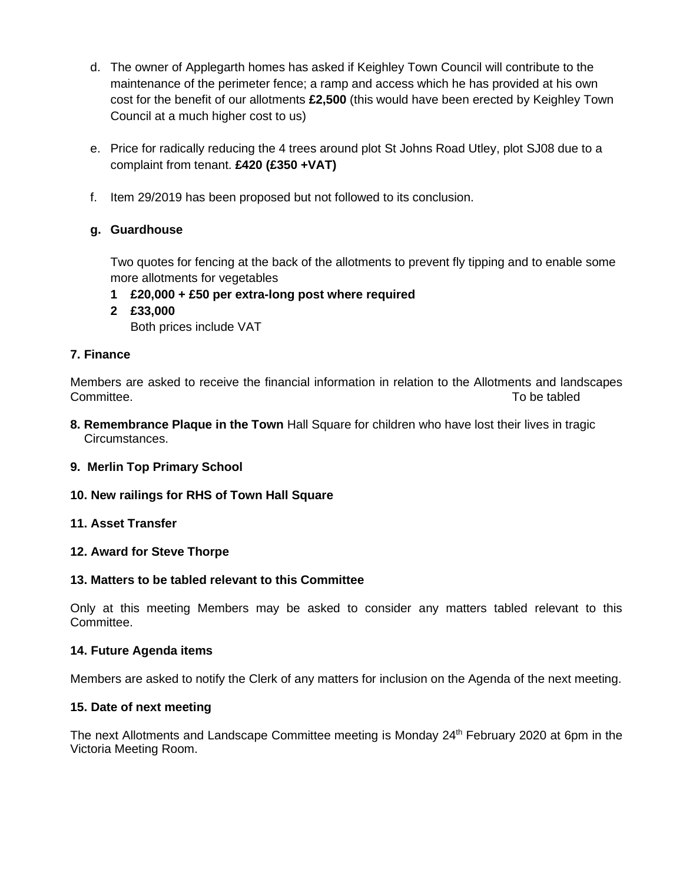d. The owner of Applegarth homes has asked if Keighley Town Council will contribute to the maintenance of the perimeter fence; a ramp and access which he has provided at his own cost for the benefit of our allotments **£2,500** (this would have been erected by Keighley Town Council at a much higher cost to us)

e. Price for radically reducing the 4 trees around plot St Johns Road Utley, plot SJ08 due to a complaint from tenant. **£420 (£350 +VAT)**

f. Item 29/2019 has been proposed but not followed to its conclusion.

**g. Guardhouse**

Two quotes for fencing at the back of the allotments to prevent fly tipping and to enable some more allotments for vegetables

1. **£20,000 + £50 per extra-long post where required**
2. **£33,000**
   Both prices include VAT

**7. Finance**

Members are asked to receive the financial information in relation to the Allotments and landscapes Committee. To be tabled

**8. Remembrance Plaque in the Town** Hall Square for children who have lost their lives in tragic Circumstances.

**9. Merlin Top Primary School**

**10. New railings for RHS of Town Hall Square**

**11. Asset Transfer**

**12. Award for Steve Thorpe**

**13. Matters to be tabled relevant to this Committee**

Only at this meeting Members may be asked to consider any matters tabled relevant to this Committee.

**14. Future Agenda items**

Members are asked to notify the Clerk of any matters for inclusion on the Agenda of the next meeting.

**15. Date of next meeting**

The next Allotments and Landscape Committee meeting is Monday 24th February 2020 at 6pm in the Victoria Meeting Room.